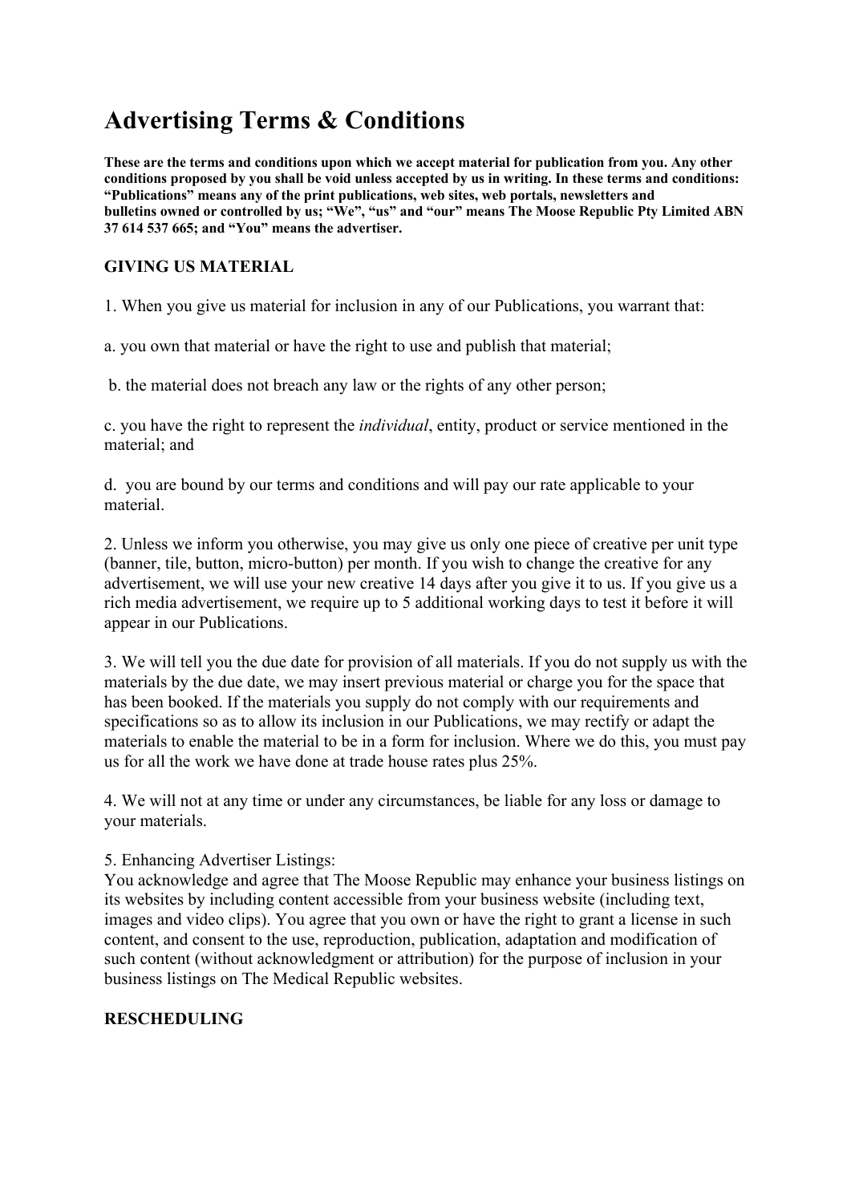# Advertising Terms & Conditions

**These are the terms and conditions upon which we accept material for publication from you. Any other conditions proposed by you shall be void unless accepted by us in writing. In these terms and conditions: "Publications" means any of the print publications, web sites, web portals, newsletters and bulletins owned or controlled by us; "We", "us" and "our" means The Moose Republic Pty Limited ABN 37 614 537 665; and "You" means the advertiser.**

## GIVING US MATERIAL

1. When you give us material for inclusion in any of our Publications, you warrant that:

a. you own that material or have the right to use and publish that material;

b. the material does not breach any law or the rights of any other person;

c. you have the right to represent the *individual*, entity, product or service mentioned in the material; and

d. you are bound by our terms and conditions and will pay our rate applicable to your material.

2. Unless we inform you otherwise, you may give us only one piece of creative per unit type (banner, tile, button, micro-button) per month. If you wish to change the creative for any advertisement, we will use your new creative 14 days after you give it to us. If you give us a rich media advertisement, we require up to 5 additional working days to test it before it will appear in our Publications.

3. We will tell you the due date for provision of all materials. If you do not supply us with the materials by the due date, we may insert previous material or charge you for the space that has been booked. If the materials you supply do not comply with our requirements and specifications so as to allow its inclusion in our Publications, we may rectify or adapt the materials to enable the material to be in a form for inclusion. Where we do this, you must pay us for all the work we have done at trade house rates plus 25%.

4. We will not at any time or under any circumstances, be liable for any loss or damage to your materials.

5. Enhancing Advertiser Listings:
You acknowledge and agree that The Moose Republic may enhance your business listings on its websites by including content accessible from your business website (including text, images and video clips). You agree that you own or have the right to grant a license in such content, and consent to the use, reproduction, publication, adaptation and modification of such content (without acknowledgment or attribution) for the purpose of inclusion in your business listings on The Medical Republic websites.

## RESCHEDULING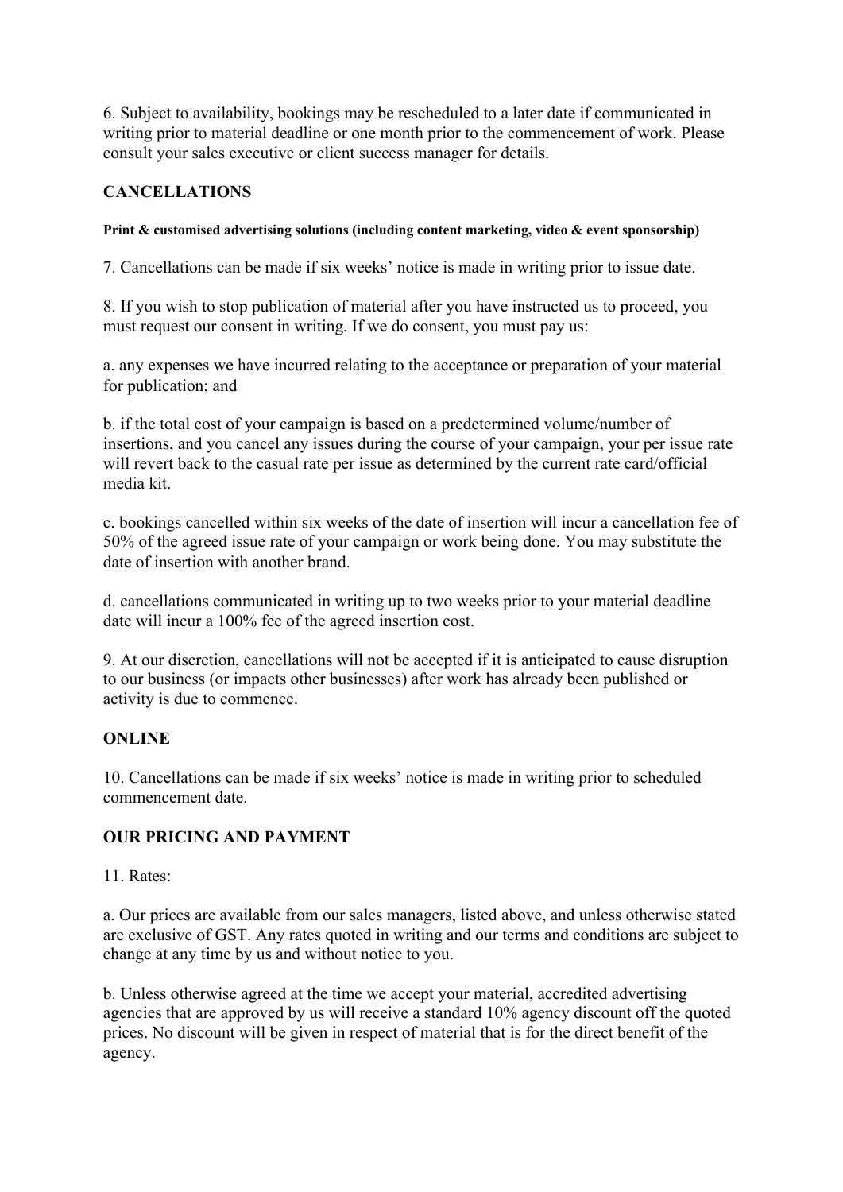6. Subject to availability, bookings may be rescheduled to a later date if communicated in writing prior to material deadline or one month prior to the commencement of work. Please consult your sales executive or client success manager for details.

## CANCELLATIONS

#### Print & customised advertising solutions (including content marketing, video & event sponsorship)

7. Cancellations can be made if six weeks' notice is made in writing prior to issue date.

8. If you wish to stop publication of material after you have instructed us to proceed, you must request our consent in writing. If we do consent, you must pay us:

a. any expenses we have incurred relating to the acceptance or preparation of your material for publication; and

b. if the total cost of your campaign is based on a predetermined volume/number of insertions, and you cancel any issues during the course of your campaign, your per issue rate will revert back to the casual rate per issue as determined by the current rate card/official media kit.

c. bookings cancelled within six weeks of the date of insertion will incur a cancellation fee of 50% of the agreed issue rate of your campaign or work being done. You may substitute the date of insertion with another brand.

d. cancellations communicated in writing up to two weeks prior to your material deadline date will incur a 100% fee of the agreed insertion cost.

9. At our discretion, cancellations will not be accepted if it is anticipated to cause disruption to our business (or impacts other businesses) after work has already been published or activity is due to commence.

## ONLINE

10. Cancellations can be made if six weeks' notice is made in writing prior to scheduled commencement date.

## OUR PRICING AND PAYMENT

11. Rates:

a. Our prices are available from our sales managers, listed above, and unless otherwise stated are exclusive of GST. Any rates quoted in writing and our terms and conditions are subject to change at any time by us and without notice to you.

b. Unless otherwise agreed at the time we accept your material, accredited advertising agencies that are approved by us will receive a standard 10% agency discount off the quoted prices. No discount will be given in respect of material that is for the direct benefit of the agency.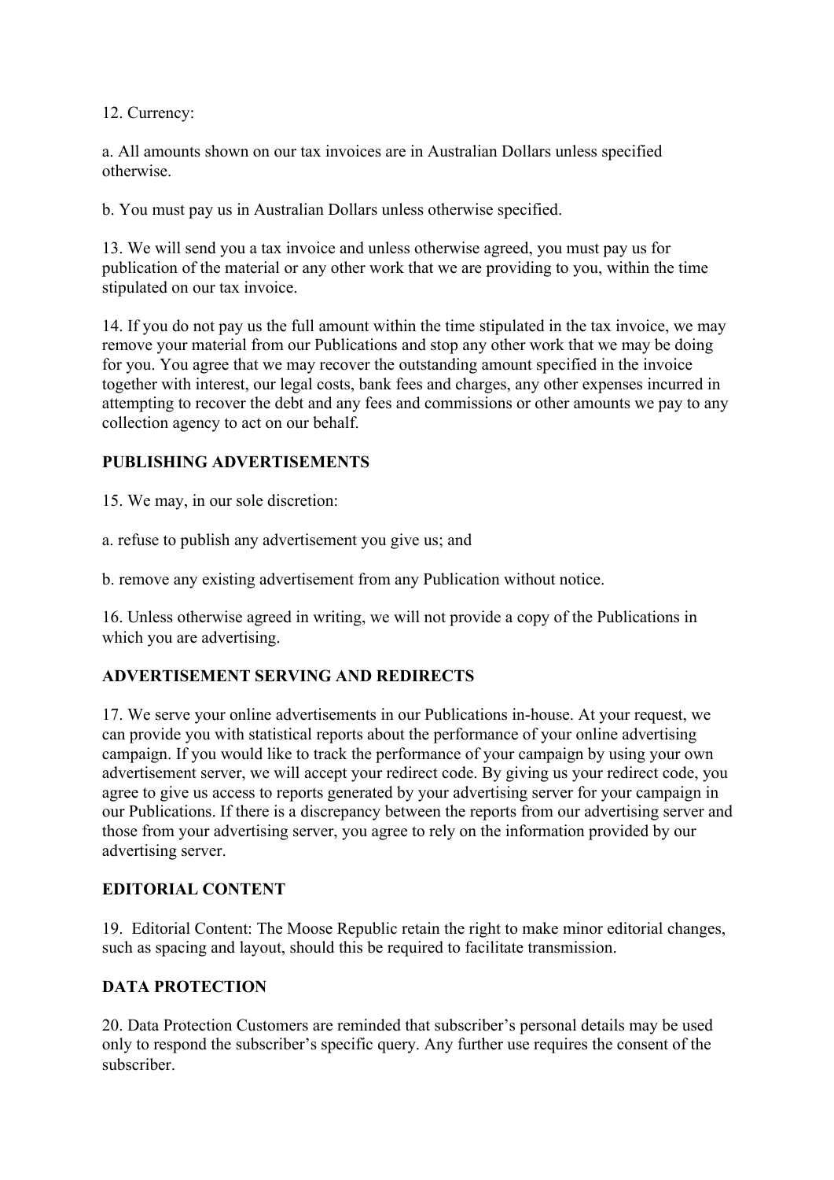12. Currency:

a. All amounts shown on our tax invoices are in Australian Dollars unless specified otherwise.

b. You must pay us in Australian Dollars unless otherwise specified.

13. We will send you a tax invoice and unless otherwise agreed, you must pay us for publication of the material or any other work that we are providing to you, within the time stipulated on our tax invoice.

14. If you do not pay us the full amount within the time stipulated in the tax invoice, we may remove your material from our Publications and stop any other work that we may be doing for you. You agree that we may recover the outstanding amount specified in the invoice together with interest, our legal costs, bank fees and charges, any other expenses incurred in attempting to recover the debt and any fees and commissions or other amounts we pay to any collection agency to act on our behalf.

**PUBLISHING ADVERTISEMENTS**

15. We may, in our sole discretion:

a. refuse to publish any advertisement you give us; and

b. remove any existing advertisement from any Publication without notice.

16. Unless otherwise agreed in writing, we will not provide a copy of the Publications in which you are advertising.

**ADVERTISEMENT SERVING AND REDIRECTS**

17. We serve your online advertisements in our Publications in-house. At your request, we can provide you with statistical reports about the performance of your online advertising campaign. If you would like to track the performance of your campaign by using your own advertisement server, we will accept your redirect code. By giving us your redirect code, you agree to give us access to reports generated by your advertising server for your campaign in our Publications. If there is a discrepancy between the reports from our advertising server and those from your advertising server, you agree to rely on the information provided by our advertising server.

**EDITORIAL CONTENT**

19. Editorial Content: The Moose Republic retain the right to make minor editorial changes, such as spacing and layout, should this be required to facilitate transmission.

**DATA PROTECTION**

20. Data Protection Customers are reminded that subscriber's personal details may be used only to respond the subscriber's specific query. Any further use requires the consent of the subscriber.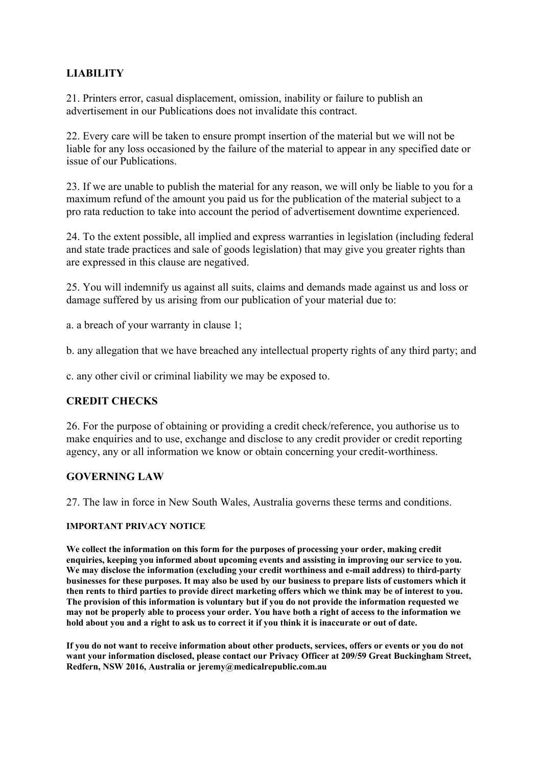## LIABILITY

21. Printers error, casual displacement, omission, inability or failure to publish an advertisement in our Publications does not invalidate this contract.

22. Every care will be taken to ensure prompt insertion of the material but we will not be liable for any loss occasioned by the failure of the material to appear in any specified date or issue of our Publications.

23. If we are unable to publish the material for any reason, we will only be liable to you for a maximum refund of the amount you paid us for the publication of the material subject to a pro rata reduction to take into account the period of advertisement downtime experienced.

24. To the extent possible, all implied and express warranties in legislation (including federal and state trade practices and sale of goods legislation) that may give you greater rights than are expressed in this clause are negatived.

25. You will indemnify us against all suits, claims and demands made against us and loss or damage suffered by us arising from our publication of your material due to:

a. a breach of your warranty in clause 1;

b. any allegation that we have breached any intellectual property rights of any third party; and

c. any other civil or criminal liability we may be exposed to.

## CREDIT CHECKS

26. For the purpose of obtaining or providing a credit check/reference, you authorise us to make enquiries and to use, exchange and disclose to any credit provider or credit reporting agency, any or all information we know or obtain concerning your credit-worthiness.

## GOVERNING LAW

27. The law in force in New South Wales, Australia governs these terms and conditions.

### IMPORTANT PRIVACY NOTICE

**We collect the information on this form for the purposes of processing your order, making credit enquiries, keeping you informed about upcoming events and assisting in improving our service to you. We may disclose the information (excluding your credit worthiness and e-mail address) to third-party businesses for these purposes. It may also be used by our business to prepare lists of customers which it then rents to third parties to provide direct marketing offers which we think may be of interest to you. The provision of this information is voluntary but if you do not provide the information requested we may not be properly able to process your order. You have both a right of access to the information we hold about you and a right to ask us to correct it if you think it is inaccurate or out of date.**

**If you do not want to receive information about other products, services, offers or events or you do not want your information disclosed, please contact our Privacy Officer at 209/59 Great Buckingham Street, Redfern, NSW 2016, Australia or jeremy@medicalrepublic.com.au**